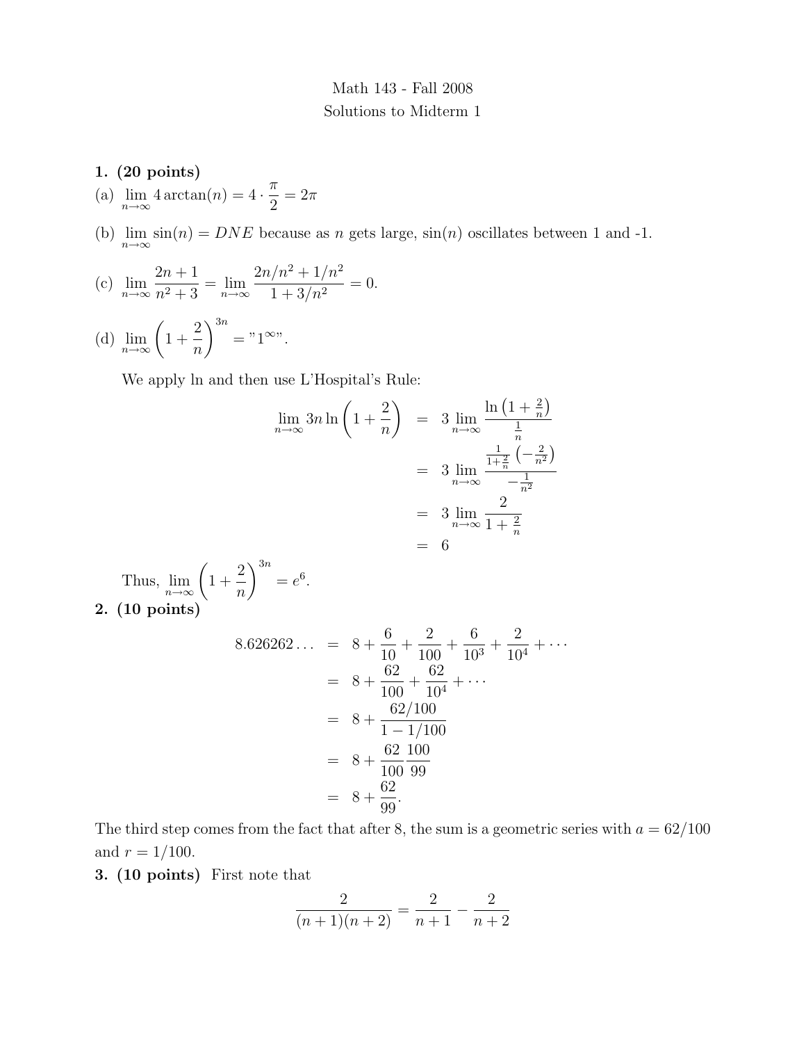Math 143 - Fall 2008

Solutions to Midterm 1

**1. (20 points)**

(a) $\lim_{n\to\infty} 4\arctan(n) = 4 \cdot \frac{\pi}{2} = 2\pi$

(b) $\lim_{n\to\infty} \sin(n) = DNE$ because as $n$ gets large, $\sin(n)$ oscillates between 1 and -1.

(c) $\lim_{n\to\infty} \frac{2n+1}{n^2+3} = \lim_{n\to\infty} \frac{2n/n^2 + 1/n^2}{1+3/n^2} = 0.$

(d) $\lim_{n\to\infty} \left(1+\frac{2}{n}\right)^{3n} = "1^{\infty}".$

We apply ln and then use L'Hospital's Rule:

$$
\begin{aligned}
\lim_{n\to\infty} 3n \ln\left(1+\frac{2}{n}\right) &= 3 \lim_{n\to\infty} \frac{\ln\left(1+\frac{2}{n}\right)}{\frac{1}{n}} \\
&= 3 \lim_{n\to\infty} \frac{\frac{1}{1+\frac{2}{n}}\left(-\frac{2}{n^2}\right)}{-\frac{1}{n^2}} \\
&= 3 \lim_{n\to\infty} \frac{2}{1+\frac{2}{n}} \\
&= 6
\end{aligned}
$$

Thus, $\lim_{n\to\infty} \left(1+\frac{2}{n}\right)^{3n} = e^6.$

**2. (10 points)**

$$
\begin{aligned}
8.626262\ldots &= 8 + \frac{6}{10} + \frac{2}{100} + \frac{6}{10^3} + \frac{2}{10^4} + \cdots \\
&= 8 + \frac{62}{100} + \frac{62}{10^4} + \cdots \\
&= 8 + \frac{62/100}{1-1/100} \\
&= 8 + \frac{62}{100}\frac{100}{99} \\
&= 8 + \frac{62}{99}.
\end{aligned}
$$

The third step comes from the fact that after 8, the sum is a geometric series with $a = 62/100$ and $r = 1/100$.

**3. (10 points)** First note that

$$
\frac{2}{(n+1)(n+2)} = \frac{2}{n+1} - \frac{2}{n+2}
$$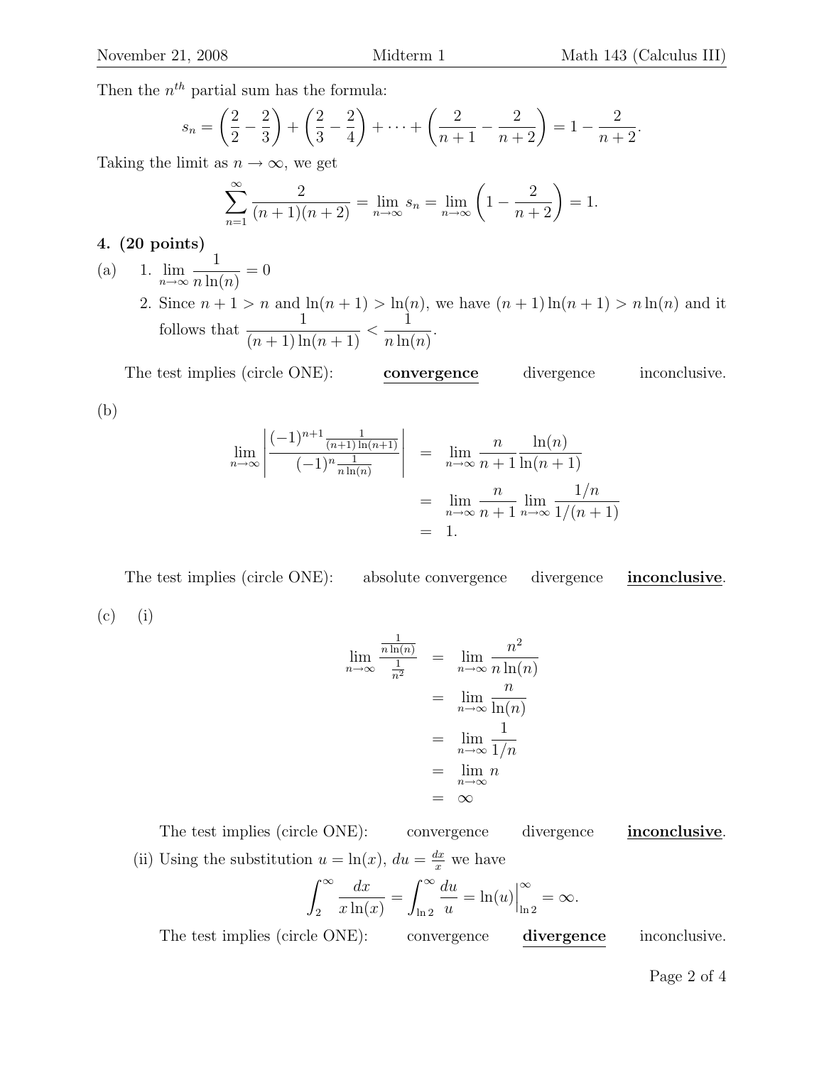Then the $n^{th}$ partial sum has the formula:

$$s_n = \left(\frac{2}{2} - \frac{2}{3}\right) + \left(\frac{2}{3} - \frac{2}{4}\right) + \cdots + \left(\frac{2}{n+1} - \frac{2}{n+2}\right) = 1 - \frac{2}{n+2}.$$

Taking the limit as $n \to \infty$, we get

$$\sum_{n=1}^{\infty} \frac{2}{(n+1)(n+2)} = \lim_{n\to\infty} s_n = \lim_{n\to\infty}\left(1 - \frac{2}{n+2}\right) = 1.$$

**4. (20 points)**

(a) 1. $\displaystyle\lim_{n\to\infty} \frac{1}{n\ln(n)} = 0$

2. Since $n+1 > n$ and $\ln(n+1) > \ln(n)$, we have $(n+1)\ln(n+1) > n\ln(n)$ and it follows that $\displaystyle\frac{1}{(n+1)\ln(n+1)} < \frac{1}{n\ln(n)}$.

The test implies (circle ONE): **convergence** divergence inconclusive.

(b)

$$\begin{aligned}
\lim_{n\to\infty}\left|\frac{(-1)^{n+1}\frac{1}{(n+1)\ln(n+1)}}{(-1)^n\frac{1}{n\ln(n)}}\right| &= \lim_{n\to\infty}\frac{n}{n+1}\frac{\ln(n)}{\ln(n+1)} \\
&= \lim_{n\to\infty}\frac{n}{n+1}\lim_{n\to\infty}\frac{1/n}{1/(n+1)} \\
&= 1.
\end{aligned}$$

The test implies (circle ONE): absolute convergence divergence **inconclusive**.

(c) (i)

$$\begin{aligned}
\lim_{n\to\infty}\frac{\frac{1}{n\ln(n)}}{\frac{1}{n^2}} &= \lim_{n\to\infty}\frac{n^2}{n\ln(n)} \\
&= \lim_{n\to\infty}\frac{n}{\ln(n)} \\
&= \lim_{n\to\infty}\frac{1}{1/n} \\
&= \lim_{n\to\infty} n \\
&= \infty
\end{aligned}$$

The test implies (circle ONE): convergence divergence **inconclusive**.

(ii) Using the substitution $u = \ln(x)$, $du = \frac{dx}{x}$ we have

$$\int_2^{\infty}\frac{dx}{x\ln(x)} = \int_{\ln 2}^{\infty}\frac{du}{u} = \ln(u)\Big|_{\ln 2}^{\infty} = \infty.$$

The test implies (circle ONE): convergence **divergence** inconclusive.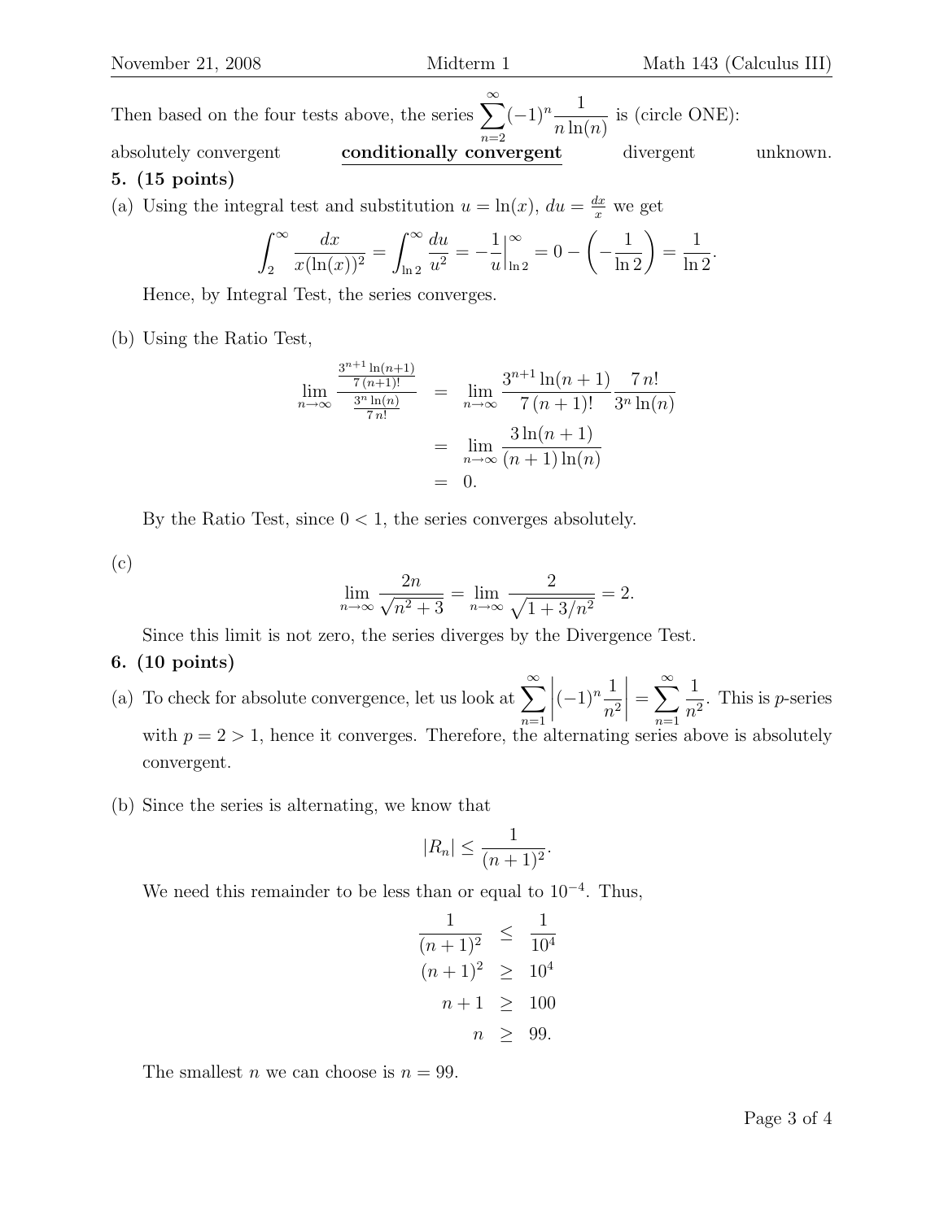Then based on the four tests above, the series $\sum_{n=2}^{\infty}(-1)^n \frac{1}{n\ln(n)}$ is (circle ONE):

absolutely convergent &nbsp;&nbsp;&nbsp; **conditionally convergent** &nbsp;&nbsp;&nbsp; divergent &nbsp;&nbsp;&nbsp; unknown.

**5. (15 points)**

(a) Using the integral test and substitution $u = \ln(x)$, $du = \frac{dx}{x}$ we get

$$\int_2^\infty \frac{dx}{x(\ln(x))^2} = \int_{\ln 2}^\infty \frac{du}{u^2} = -\frac{1}{u}\Big|_{\ln 2}^\infty = 0 - \left(-\frac{1}{\ln 2}\right) = \frac{1}{\ln 2}.$$

Hence, by Integral Test, the series converges.

(b) Using the Ratio Test,

$$\begin{aligned}
\lim_{n\to\infty} \frac{\frac{3^{n+1}\ln(n+1)}{7\,(n+1)!}}{\frac{3^n \ln(n)}{7\,n!}} &= \lim_{n\to\infty} \frac{3^{n+1}\ln(n+1)}{7\,(n+1)!}\frac{7\,n!}{3^n\ln(n)} \\
&= \lim_{n\to\infty} \frac{3\ln(n+1)}{(n+1)\ln(n)} \\
&= 0.
\end{aligned}$$

By the Ratio Test, since $0 < 1$, the series converges absolutely.

(c)

$$\lim_{n\to\infty} \frac{2n}{\sqrt{n^2+3}} = \lim_{n\to\infty} \frac{2}{\sqrt{1+3/n^2}} = 2.$$

Since this limit is not zero, the series diverges by the Divergence Test.

**6. (10 points)**

(a) To check for absolute convergence, let us look at $\sum_{n=1}^{\infty}\left|(-1)^n\frac{1}{n^2}\right| = \sum_{n=1}^{\infty}\frac{1}{n^2}$. This is $p$-series with $p = 2 > 1$, hence it converges. Therefore, the alternating series above is absolutely convergent.

(b) Since the series is alternating, we know that

$$|R_n| \le \frac{1}{(n+1)^2}.$$

We need this remainder to be less than or equal to $10^{-4}$. Thus,

$$\begin{aligned}
\frac{1}{(n+1)^2} &\le \frac{1}{10^4} \\
(n+1)^2 &\ge 10^4 \\
n+1 &\ge 100 \\
n &\ge 99.
\end{aligned}$$

The smallest $n$ we can choose is $n = 99$.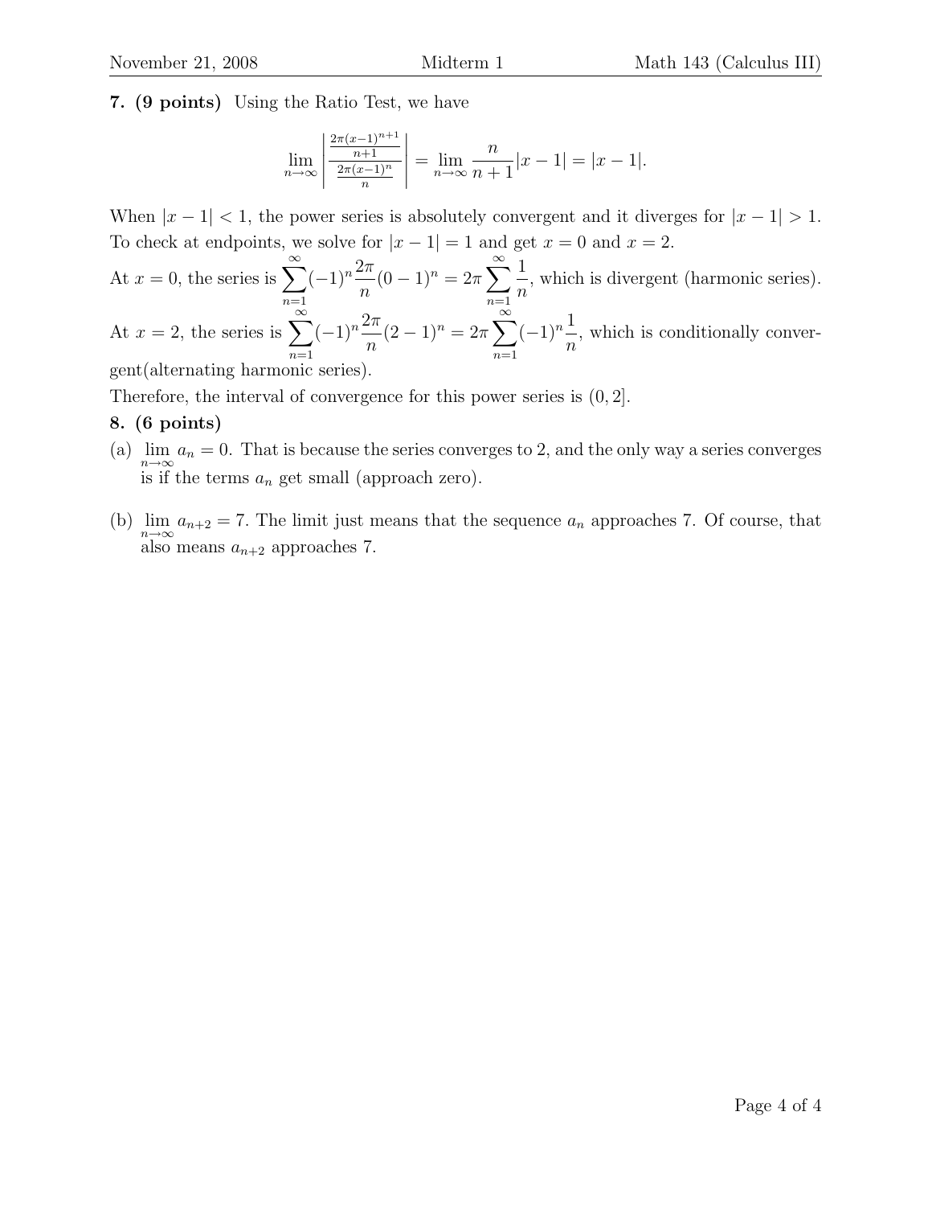**7. (9 points)** Using the Ratio Test, we have

$$\lim_{n\to\infty}\left|\frac{\frac{2\pi(x-1)^{n+1}}{n+1}}{\frac{2\pi(x-1)^n}{n}}\right| = \lim_{n\to\infty}\frac{n}{n+1}|x-1| = |x-1|.$$

When $|x-1|<1$, the power series is absolutely convergent and it diverges for $|x-1|>1$. To check at endpoints, we solve for $|x-1|=1$ and get $x=0$ and $x=2$.

At $x=0$, the series is $\displaystyle\sum_{n=1}^{\infty}(-1)^n\frac{2\pi}{n}(0-1)^n = 2\pi\sum_{n=1}^{\infty}\frac{1}{n}$, which is divergent (harmonic series).

At $x=2$, the series is $\displaystyle\sum_{n=1}^{\infty}(-1)^n\frac{2\pi}{n}(2-1)^n = 2\pi\sum_{n=1}^{\infty}(-1)^n\frac{1}{n}$, which is conditionally convergent(alternating harmonic series).

Therefore, the interval of convergence for this power series is $(0,2]$.

**8. (6 points)**

(a) $\lim_{n\to\infty} a_n = 0$. That is because the series converges to 2, and the only way a series converges is if the terms $a_n$ get small (approach zero).

(b) $\lim_{n\to\infty} a_{n+2} = 7$. The limit just means that the sequence $a_n$ approaches 7. Of course, that also means $a_{n+2}$ approaches 7.